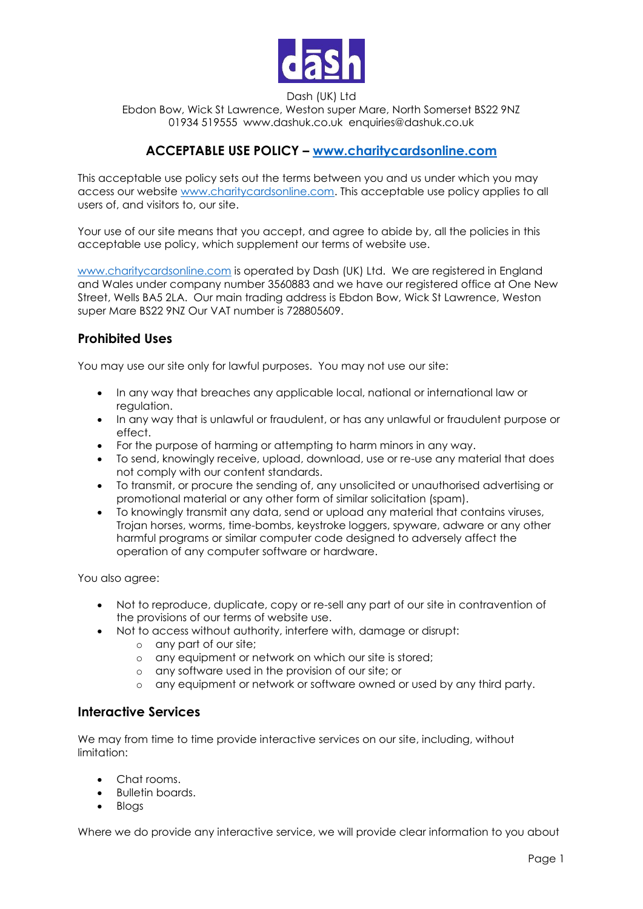Dash (UK) Ltd
Ebdon Bow, Wick St Lawrence, Weston super Mare, North Somerset BS22 9NZ
01934 519555 www.dashuk.co.uk enquiries@dashuk.co.uk

# ACCEPTABLE USE POLICY – www.charitycardsonline.com

This acceptable use policy sets out the terms between you and us under which you may access our website www.charitycardsonline.com. This acceptable use policy applies to all users of, and visitors to, our site.

Your use of our site means that you accept, and agree to abide by, all the policies in this acceptable use policy, which supplement our terms of website use.

www.charitycardsonline.com is operated by Dash (UK) Ltd. We are registered in England and Wales under company number 3560883 and we have our registered office at One New Street, Wells BA5 2LA. Our main trading address is Ebdon Bow, Wick St Lawrence, Weston super Mare BS22 9NZ Our VAT number is 728805609.

## Prohibited Uses

You may use our site only for lawful purposes. You may not use our site:

- In any way that breaches any applicable local, national or international law or regulation.
- In any way that is unlawful or fraudulent, or has any unlawful or fraudulent purpose or effect.
- For the purpose of harming or attempting to harm minors in any way.
- To send, knowingly receive, upload, download, use or re-use any material that does not comply with our content standards.
- To transmit, or procure the sending of, any unsolicited or unauthorised advertising or promotional material or any other form of similar solicitation (spam).
- To knowingly transmit any data, send or upload any material that contains viruses, Trojan horses, worms, time-bombs, keystroke loggers, spyware, adware or any other harmful programs or similar computer code designed to adversely affect the operation of any computer software or hardware.

You also agree:

- Not to reproduce, duplicate, copy or re-sell any part of our site in contravention of the provisions of our terms of website use.
- Not to access without authority, interfere with, damage or disrupt:
  - any part of our site;
  - any equipment or network on which our site is stored;
  - any software used in the provision of our site; or
  - any equipment or network or software owned or used by any third party.

## Interactive Services

We may from time to time provide interactive services on our site, including, without limitation:

- Chat rooms.
- Bulletin boards.
- Blogs

Where we do provide any interactive service, we will provide clear information to you about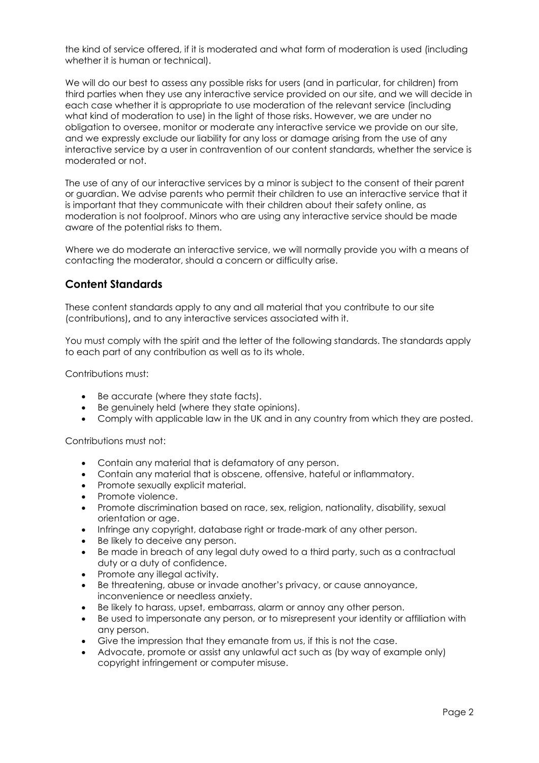the kind of service offered, if it is moderated and what form of moderation is used (including whether it is human or technical).

We will do our best to assess any possible risks for users (and in particular, for children) from third parties when they use any interactive service provided on our site, and we will decide in each case whether it is appropriate to use moderation of the relevant service (including what kind of moderation to use) in the light of those risks. However, we are under no obligation to oversee, monitor or moderate any interactive service we provide on our site, and we expressly exclude our liability for any loss or damage arising from the use of any interactive service by a user in contravention of our content standards, whether the service is moderated or not.

The use of any of our interactive services by a minor is subject to the consent of their parent or guardian. We advise parents who permit their children to use an interactive service that it is important that they communicate with their children about their safety online, as moderation is not foolproof. Minors who are using any interactive service should be made aware of the potential risks to them.

Where we do moderate an interactive service, we will normally provide you with a means of contacting the moderator, should a concern or difficulty arise.

## Content Standards

These content standards apply to any and all material that you contribute to our site (contributions)**,** and to any interactive services associated with it.

You must comply with the spirit and the letter of the following standards. The standards apply to each part of any contribution as well as to its whole.

Contributions must:

- Be accurate (where they state facts).
- Be genuinely held (where they state opinions).
- Comply with applicable law in the UK and in any country from which they are posted.

Contributions must not:

- Contain any material that is defamatory of any person.
- Contain any material that is obscene, offensive, hateful or inflammatory.
- Promote sexually explicit material.
- Promote violence.
- Promote discrimination based on race, sex, religion, nationality, disability, sexual orientation or age.
- Infringe any copyright, database right or trade-mark of any other person.
- Be likely to deceive any person.
- Be made in breach of any legal duty owed to a third party, such as a contractual duty or a duty of confidence.
- Promote any illegal activity.
- Be threatening, abuse or invade another's privacy, or cause annoyance, inconvenience or needless anxiety.
- Be likely to harass, upset, embarrass, alarm or annoy any other person.
- Be used to impersonate any person, or to misrepresent your identity or affiliation with any person.
- Give the impression that they emanate from us, if this is not the case.
- Advocate, promote or assist any unlawful act such as (by way of example only) copyright infringement or computer misuse.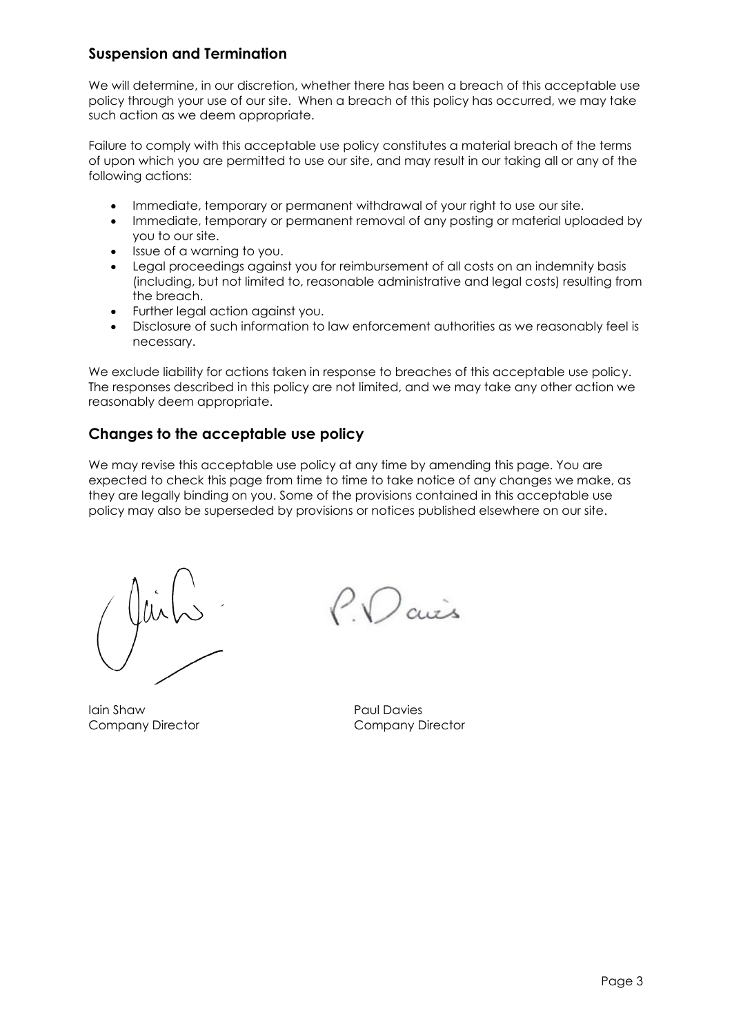## Suspension and Termination

We will determine, in our discretion, whether there has been a breach of this acceptable use policy through your use of our site. When a breach of this policy has occurred, we may take such action as we deem appropriate.

Failure to comply with this acceptable use policy constitutes a material breach of the terms of upon which you are permitted to use our site, and may result in our taking all or any of the following actions:

- Immediate, temporary or permanent withdrawal of your right to use our site.
- Immediate, temporary or permanent removal of any posting or material uploaded by you to our site.
- Issue of a warning to you.
- Legal proceedings against you for reimbursement of all costs on an indemnity basis (including, but not limited to, reasonable administrative and legal costs) resulting from the breach.
- Further legal action against you.
- Disclosure of such information to law enforcement authorities as we reasonably feel is necessary.

We exclude liability for actions taken in response to breaches of this acceptable use policy. The responses described in this policy are not limited, and we may take any other action we reasonably deem appropriate.

## Changes to the acceptable use policy

We may revise this acceptable use policy at any time by amending this page. You are expected to check this page from time to time to take notice of any changes we make, as they are legally binding on you. Some of the provisions contained in this acceptable use policy may also be superseded by provisions or notices published elsewhere on our site.

Iain Shaw
Company Director

Paul Davies
Company Director